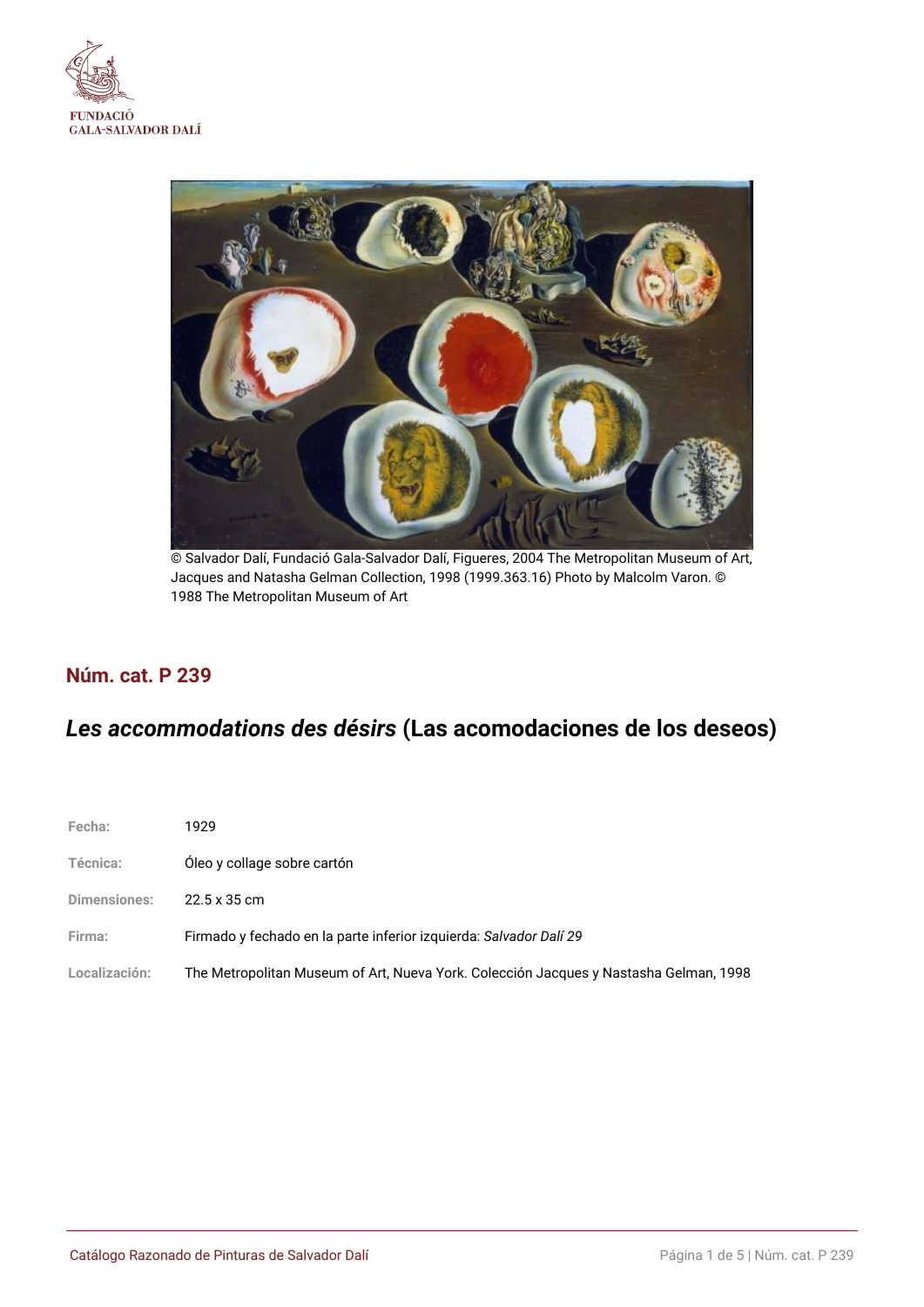FUNDACIÓ
GALA-SALVADOR DALÍ

© Salvador Dalí, Fundació Gala-Salvador Dalí, Figueres, 2004 The Metropolitan Museum of Art, Jacques and Natasha Gelman Collection, 1998 (1999.363.16) Photo by Malcolm Varon. © 1988 The Metropolitan Museum of Art

## Núm. cat. P 239

# *Les accommodations des désirs* (Las acomodaciones de los deseos)

| | |
|---|---|
| **Fecha:** | 1929 |
| **Técnica:** | Óleo y collage sobre cartón |
| **Dimensiones:** | 22.5 x 35 cm |
| **Firma:** | Firmado y fechado en la parte inferior izquierda: *Salvador Dalí 29* |
| **Localización:** | The Metropolitan Museum of Art, Nueva York. Colección Jacques y Nastasha Gelman, 1998 |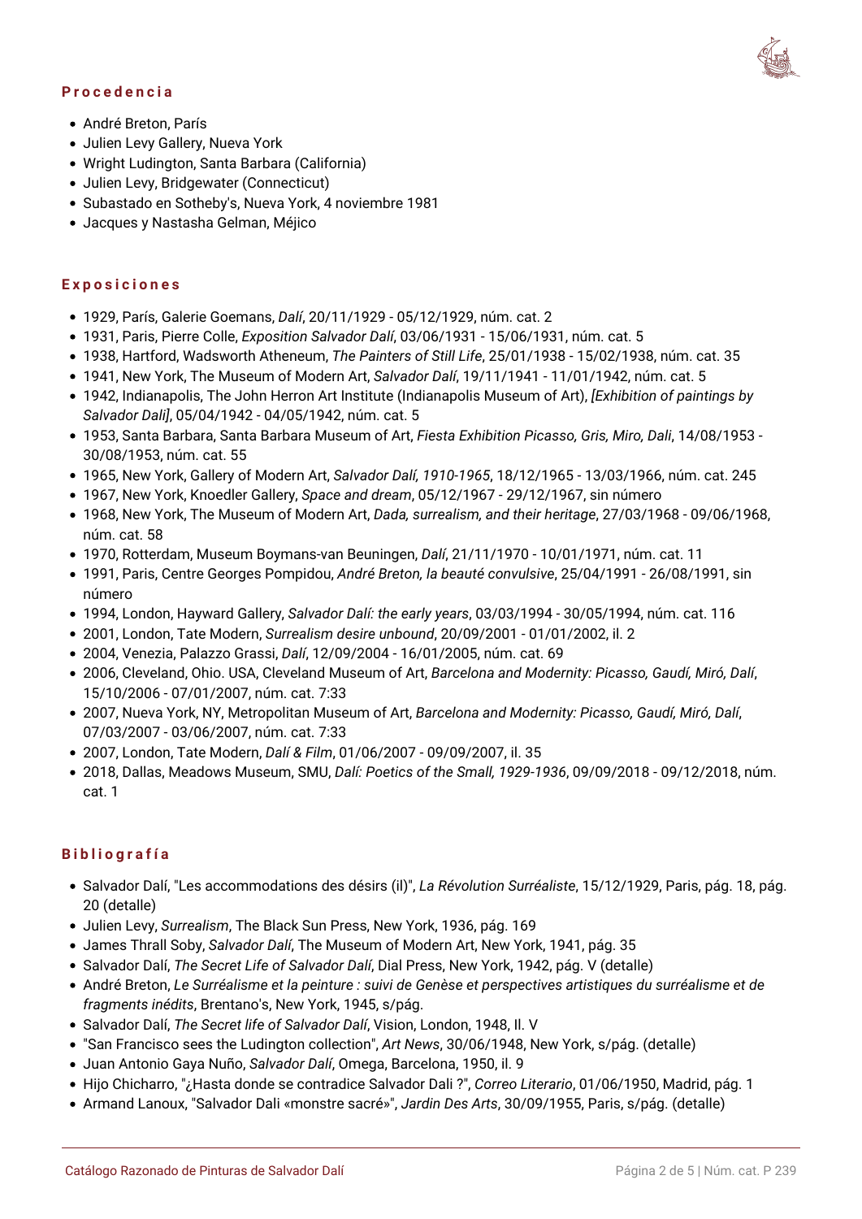## Procedencia

- André Breton, París
- Julien Levy Gallery, Nueva York
- Wright Ludington, Santa Barbara (California)
- Julien Levy, Bridgewater (Connecticut)
- Subastado en Sotheby's, Nueva York, 4 noviembre 1981
- Jacques y Nastasha Gelman, Méjico

## Exposiciones

- 1929, París, Galerie Goemans, *Dalí*, 20/11/1929 - 05/12/1929, núm. cat. 2
- 1931, Paris, Pierre Colle, *Exposition Salvador Dalí*, 03/06/1931 - 15/06/1931, núm. cat. 5
- 1938, Hartford, Wadsworth Atheneum, *The Painters of Still Life*, 25/01/1938 - 15/02/1938, núm. cat. 35
- 1941, New York, The Museum of Modern Art, *Salvador Dalí*, 19/11/1941 - 11/01/1942, núm. cat. 5
- 1942, Indianapolis, The John Herron Art Institute (Indianapolis Museum of Art), *[Exhibition of paintings by Salvador Dali]*, 05/04/1942 - 04/05/1942, núm. cat. 5
- 1953, Santa Barbara, Santa Barbara Museum of Art, *Fiesta Exhibition Picasso, Gris, Miro, Dali*, 14/08/1953 - 30/08/1953, núm. cat. 55
- 1965, New York, Gallery of Modern Art, *Salvador Dalí, 1910-1965*, 18/12/1965 - 13/03/1966, núm. cat. 245
- 1967, New York, Knoedler Gallery, *Space and dream*, 05/12/1967 - 29/12/1967, sin número
- 1968, New York, The Museum of Modern Art, *Dada, surrealism, and their heritage*, 27/03/1968 - 09/06/1968, núm. cat. 58
- 1970, Rotterdam, Museum Boymans-van Beuningen, *Dalí*, 21/11/1970 - 10/01/1971, núm. cat. 11
- 1991, Paris, Centre Georges Pompidou, *André Breton, la beauté convulsive*, 25/04/1991 - 26/08/1991, sin número
- 1994, London, Hayward Gallery, *Salvador Dalí: the early years*, 03/03/1994 - 30/05/1994, núm. cat. 116
- 2001, London, Tate Modern, *Surrealism desire unbound*, 20/09/2001 - 01/01/2002, il. 2
- 2004, Venezia, Palazzo Grassi, *Dalí*, 12/09/2004 - 16/01/2005, núm. cat. 69
- 2006, Cleveland, Ohio. USA, Cleveland Museum of Art, *Barcelona and Modernity: Picasso, Gaudí, Miró, Dalí*, 15/10/2006 - 07/01/2007, núm. cat. 7:33
- 2007, Nueva York, NY, Metropolitan Museum of Art, *Barcelona and Modernity: Picasso, Gaudí, Miró, Dalí*, 07/03/2007 - 03/06/2007, núm. cat. 7:33
- 2007, London, Tate Modern, *Dalí & Film*, 01/06/2007 - 09/09/2007, il. 35
- 2018, Dallas, Meadows Museum, SMU, *Dalí: Poetics of the Small, 1929-1936*, 09/09/2018 - 09/12/2018, núm. cat. 1

## Bibliografía

- Salvador Dalí, "Les accommodations des désirs (il)", *La Révolution Surréaliste*, 15/12/1929, Paris, pág. 18, pág. 20 (detalle)
- Julien Levy, *Surrealism*, The Black Sun Press, New York, 1936, pág. 169
- James Thrall Soby, *Salvador Dalí*, The Museum of Modern Art, New York, 1941, pág. 35
- Salvador Dalí, *The Secret Life of Salvador Dalí*, Dial Press, New York, 1942, pág. V (detalle)
- André Breton, *Le Surréalisme et la peinture : suivi de Genèse et perspectives artistiques du surréalisme et de fragments inédits*, Brentano's, New York, 1945, s/pág.
- Salvador Dalí, *The Secret life of Salvador Dalí*, Vision, London, 1948, Il. V
- "San Francisco sees the Ludington collection", *Art News*, 30/06/1948, New York, s/pág. (detalle)
- Juan Antonio Gaya Nuño, *Salvador Dalí*, Omega, Barcelona, 1950, il. 9
- Hijo Chicharro, "¿Hasta donde se contradice Salvador Dali ?", *Correo Literario*, 01/06/1950, Madrid, pág. 1
- Armand Lanoux, "Salvador Dali «monstre sacré»", *Jardin Des Arts*, 30/09/1955, Paris, s/pág. (detalle)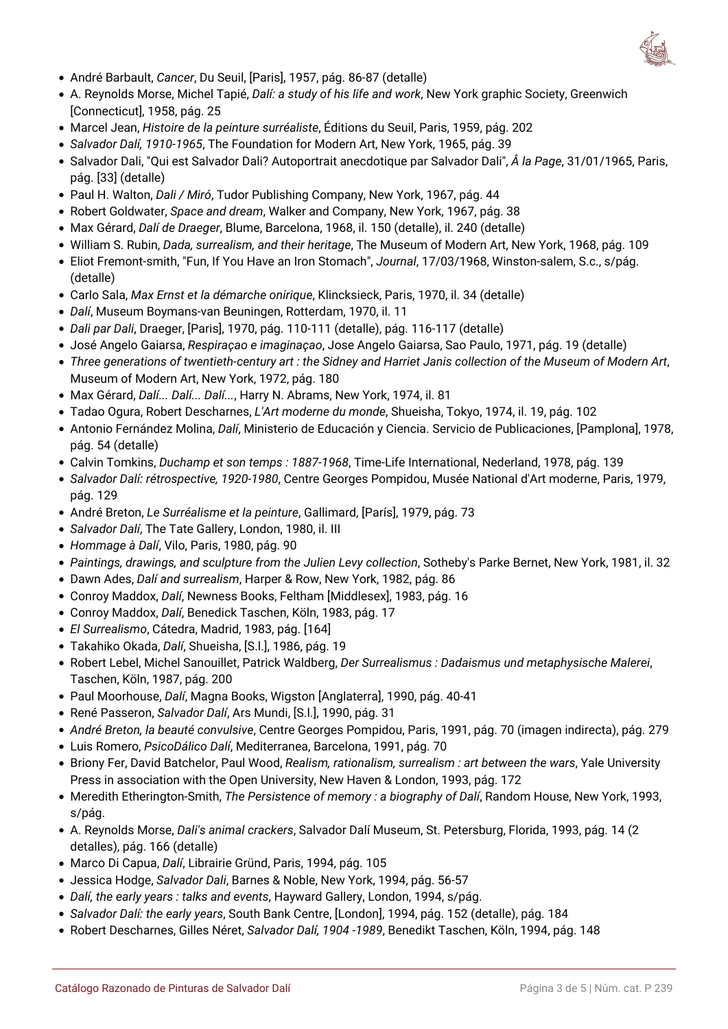- André Barbault, *Cancer*, Du Seuil, [Paris], 1957, pág. 86-87 (detalle)
- A. Reynolds Morse, Michel Tapié, *Dalí: a study of his life and work*, New York graphic Society, Greenwich [Connecticut], 1958, pág. 25
- Marcel Jean, *Histoire de la peinture surréaliste*, Éditions du Seuil, Paris, 1959, pág. 202
- *Salvador Dalí, 1910-1965*, The Foundation for Modern Art, New York, 1965, pág. 39
- Salvador Dali, "Qui est Salvador Dali? Autoportrait anecdotique par Salvador Dali", *Â la Page*, 31/01/1965, Paris, pág. [33] (detalle)
- Paul H. Walton, *Dali / Miró*, Tudor Publishing Company, New York, 1967, pág. 44
- Robert Goldwater, *Space and dream*, Walker and Company, New York, 1967, pág. 38
- Max Gérard, *Dalí de Draeger*, Blume, Barcelona, 1968, il. 150 (detalle), il. 240 (detalle)
- William S. Rubin, *Dada, surrealism, and their heritage*, The Museum of Modern Art, New York, 1968, pág. 109
- Eliot Fremont-smith, "Fun, If You Have an Iron Stomach", *Journal*, 17/03/1968, Winston-salem, S.c., s/pág. (detalle)
- Carlo Sala, *Max Ernst et la démarche onirique*, Klincksieck, Paris, 1970, il. 34 (detalle)
- *Dalí*, Museum Boymans-van Beuningen, Rotterdam, 1970, il. 11
- *Dali par Dali*, Draeger, [Paris], 1970, pág. 110-111 (detalle), pág. 116-117 (detalle)
- José Angelo Gaiarsa, *Respiraçao e imaginaçao*, Jose Angelo Gaiarsa, Sao Paulo, 1971, pág. 19 (detalle)
- *Three generations of twentieth-century art : the Sidney and Harriet Janis collection of the Museum of Modern Art*, Museum of Modern Art, New York, 1972, pág. 180
- Max Gérard, *Dalí... Dalí... Dalí...*, Harry N. Abrams, New York, 1974, il. 81
- Tadao Ogura, Robert Descharnes, *L'Art moderne du monde*, Shueisha, Tokyo, 1974, il. 19, pág. 102
- Antonio Fernández Molina, *Dalí*, Ministerio de Educación y Ciencia. Servicio de Publicaciones, [Pamplona], 1978, pág. 54 (detalle)
- Calvin Tomkins, *Duchamp et son temps : 1887-1968*, Time-Life International, Nederland, 1978, pág. 139
- *Salvador Dalí: rétrospective, 1920-1980*, Centre Georges Pompidou, Musée National d'Art moderne, Paris, 1979, pág. 129
- André Breton, *Le Surréalisme et la peinture*, Gallimard, [París], 1979, pág. 73
- *Salvador Dalí*, The Tate Gallery, London, 1980, il. III
- *Hommage à Dalí*, Vilo, Paris, 1980, pág. 90
- *Paintings, drawings, and sculpture from the Julien Levy collection*, Sotheby's Parke Bernet, New York, 1981, il. 32
- Dawn Ades, *Dalí and surrealism*, Harper & Row, New York, 1982, pág. 86
- Conroy Maddox, *Dalí*, Newness Books, Feltham [Middlesex], 1983, pág. 16
- Conroy Maddox, *Dalí*, Benedick Taschen, Köln, 1983, pág. 17
- *El Surrealismo*, Cátedra, Madrid, 1983, pág. [164]
- Takahiko Okada, *Dalí*, Shueisha, [S.l.], 1986, pág. 19
- Robert Lebel, Michel Sanouillet, Patrick Waldberg, *Der Surrealismus : Dadaismus und metaphysische Malerei*, Taschen, Köln, 1987, pág. 200
- Paul Moorhouse, *Dalí*, Magna Books, Wigston [Anglaterra], 1990, pág. 40-41
- René Passeron, *Salvador Dalí*, Ars Mundi, [S.l.], 1990, pág. 31
- *André Breton, la beauté convulsive*, Centre Georges Pompidou, Paris, 1991, pág. 70 (imagen indirecta), pág. 279
- Luis Romero, *PsicoDálico Dalí*, Mediterranea, Barcelona, 1991, pág. 70
- Briony Fer, David Batchelor, Paul Wood, *Realism, rationalism, surrealism : art between the wars*, Yale University Press in association with the Open University, New Haven & London, 1993, pág. 172
- Meredith Etherington-Smith, *The Persistence of memory : a biography of Dalí*, Random House, New York, 1993, s/pág.
- A. Reynolds Morse, *Dali's animal crackers*, Salvador Dalí Museum, St. Petersburg, Florida, 1993, pág. 14 (2 detalles), pág. 166 (detalle)
- Marco Di Capua, *Dalí*, Librairie Gründ, Paris, 1994, pág. 105
- Jessica Hodge, *Salvador Dali*, Barnes & Noble, New York, 1994, pág. 56-57
- *Dalí, the early years : talks and events*, Hayward Gallery, London, 1994, s/pág.
- *Salvador Dalí: the early years*, South Bank Centre, [London], 1994, pág. 152 (detalle), pág. 184
- Robert Descharnes, Gilles Néret, *Salvador Dalí, 1904 -1989*, Benedikt Taschen, Köln, 1994, pág. 148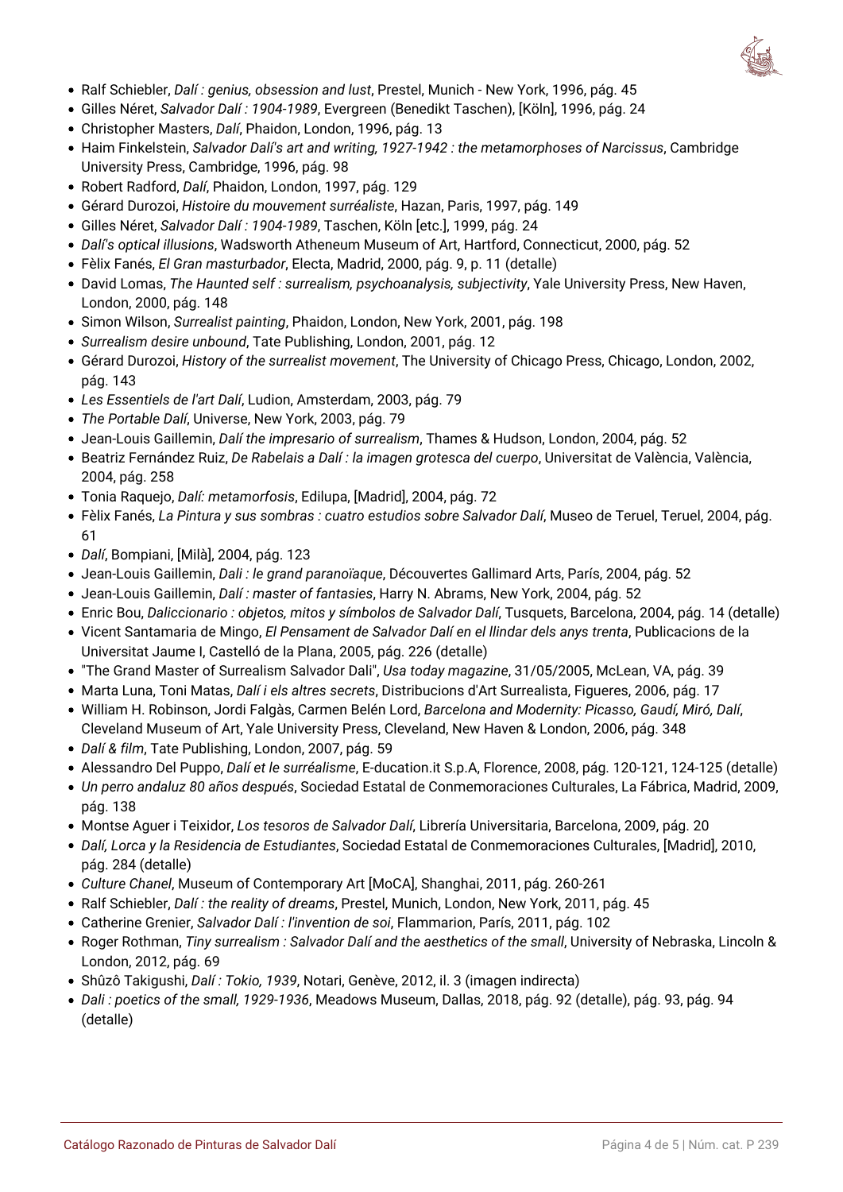- Ralf Schiebler, *Dalí : genius, obsession and lust*, Prestel, Munich - New York, 1996, pág. 45
- Gilles Néret, *Salvador Dalí : 1904-1989*, Evergreen (Benedikt Taschen), [Köln], 1996, pág. 24
- Christopher Masters, *Dalí*, Phaidon, London, 1996, pág. 13
- Haim Finkelstein, *Salvador Dalí's art and writing, 1927-1942 : the metamorphoses of Narcissus*, Cambridge University Press, Cambridge, 1996, pág. 98
- Robert Radford, *Dalí*, Phaidon, London, 1997, pág. 129
- Gérard Durozoi, *Histoire du mouvement surréaliste*, Hazan, Paris, 1997, pág. 149
- Gilles Néret, *Salvador Dalí : 1904-1989*, Taschen, Köln [etc.], 1999, pág. 24
- *Dalí's optical illusions*, Wadsworth Atheneum Museum of Art, Hartford, Connecticut, 2000, pág. 52
- Fèlix Fanés, *El Gran masturbador*, Electa, Madrid, 2000, pág. 9, p. 11 (detalle)
- David Lomas, *The Haunted self : surrealism, psychoanalysis, subjectivity*, Yale University Press, New Haven, London, 2000, pág. 148
- Simon Wilson, *Surrealist painting*, Phaidon, London, New York, 2001, pág. 198
- *Surrealism desire unbound*, Tate Publishing, London, 2001, pág. 12
- Gérard Durozoi, *History of the surrealist movement*, The University of Chicago Press, Chicago, London, 2002, pág. 143
- *Les Essentiels de l'art Dalí*, Ludion, Amsterdam, 2003, pág. 79
- *The Portable Dalí*, Universe, New York, 2003, pág. 79
- Jean-Louis Gaillemin, *Dalí the impresario of surrealism*, Thames & Hudson, London, 2004, pág. 52
- Beatriz Fernández Ruiz, *De Rabelais a Dalí : la imagen grotesca del cuerpo*, Universitat de València, València, 2004, pág. 258
- Tonia Raquejo, *Dalí: metamorfosis*, Edilupa, [Madrid], 2004, pág. 72
- Fèlix Fanés, *La Pintura y sus sombras : cuatro estudios sobre Salvador Dalí*, Museo de Teruel, Teruel, 2004, pág. 61
- *Dalí*, Bompiani, [Milà], 2004, pág. 123
- Jean-Louis Gaillemin, *Dali : le grand paranoïaque*, Découvertes Gallimard Arts, París, 2004, pág. 52
- Jean-Louis Gaillemin, *Dalí : master of fantasies*, Harry N. Abrams, New York, 2004, pág. 52
- Enric Bou, *Daliccionario : objetos, mitos y símbolos de Salvador Dalí*, Tusquets, Barcelona, 2004, pág. 14 (detalle)
- Vicent Santamaria de Mingo, *El Pensament de Salvador Dalí en el llindar dels anys trenta*, Publicacions de la Universitat Jaume I, Castelló de la Plana, 2005, pág. 226 (detalle)
- "The Grand Master of Surrealism Salvador Dali", *Usa today magazine*, 31/05/2005, McLean, VA, pág. 39
- Marta Luna, Toni Matas, *Dalí i els altres secrets*, Distribucions d'Art Surrealista, Figueres, 2006, pág. 17
- William H. Robinson, Jordi Falgàs, Carmen Belén Lord, *Barcelona and Modernity: Picasso, Gaudí, Miró, Dalí*, Cleveland Museum of Art, Yale University Press, Cleveland, New Haven & London, 2006, pág. 348
- *Dalí & film*, Tate Publishing, London, 2007, pág. 59
- Alessandro Del Puppo, *Dalí et le surréalisme*, E-ducation.it S.p.A, Florence, 2008, pág. 120-121, 124-125 (detalle)
- *Un perro andaluz 80 años después*, Sociedad Estatal de Conmemoraciones Culturales, La Fábrica, Madrid, 2009, pág. 138
- Montse Aguer i Teixidor, *Los tesoros de Salvador Dalí*, Librería Universitaria, Barcelona, 2009, pág. 20
- *Dalí, Lorca y la Residencia de Estudiantes*, Sociedad Estatal de Conmemoraciones Culturales, [Madrid], 2010, pág. 284 (detalle)
- *Culture Chanel*, Museum of Contemporary Art [MoCA], Shanghai, 2011, pág. 260-261
- Ralf Schiebler, *Dalí : the reality of dreams*, Prestel, Munich, London, New York, 2011, pág. 45
- Catherine Grenier, *Salvador Dalí : l'invention de soi*, Flammarion, París, 2011, pág. 102
- Roger Rothman, *Tiny surrealism : Salvador Dalí and the aesthetics of the small*, University of Nebraska, Lincoln & London, 2012, pág. 69
- Shûzô Takigushi, *Dalí : Tokio, 1939*, Notari, Genève, 2012, il. 3 (imagen indirecta)
- *Dali : poetics of the small, 1929-1936*, Meadows Museum, Dallas, 2018, pág. 92 (detalle), pág. 93, pág. 94 (detalle)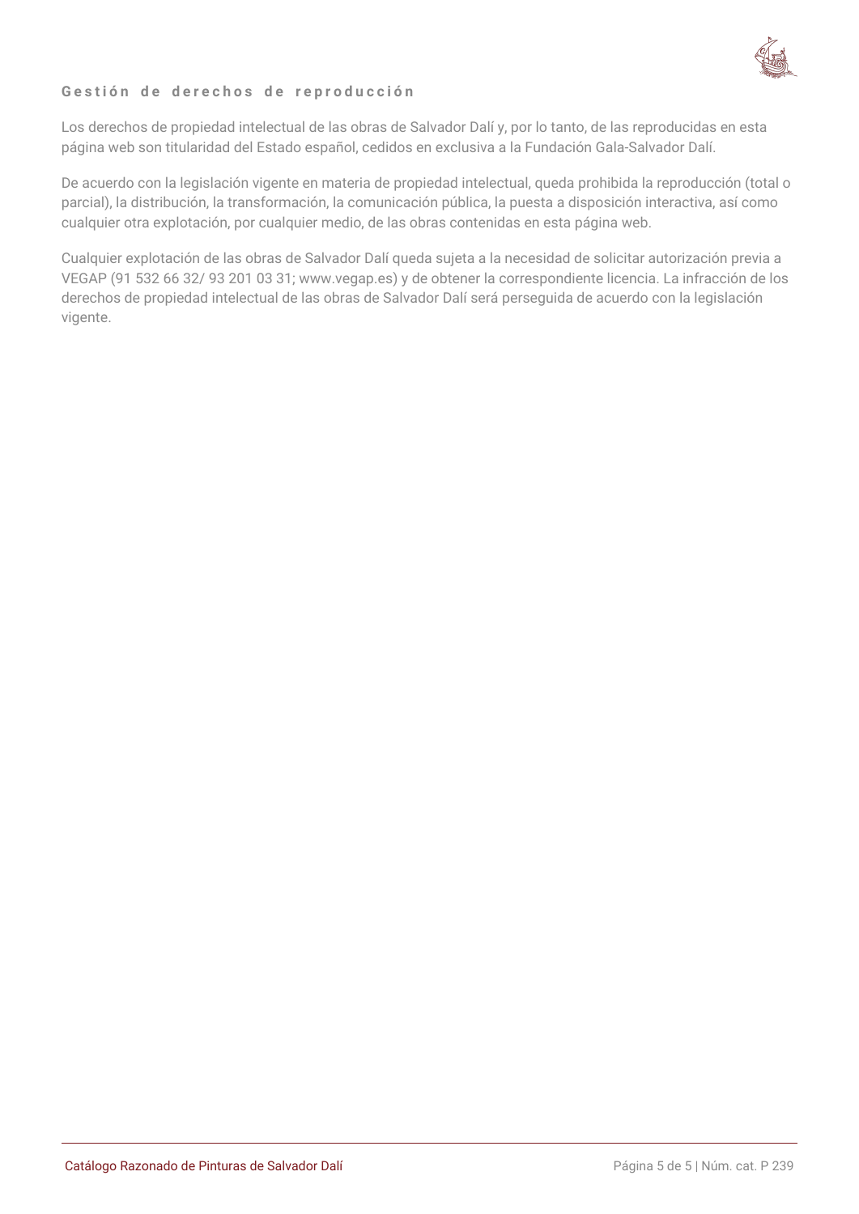## Gestión de derechos de reproducción

Los derechos de propiedad intelectual de las obras de Salvador Dalí y, por lo tanto, de las reproducidas en esta página web son titularidad del Estado español, cedidos en exclusiva a la Fundación Gala-Salvador Dalí.

De acuerdo con la legislación vigente en materia de propiedad intelectual, queda prohibida la reproducción (total o parcial), la distribución, la transformación, la comunicación pública, la puesta a disposición interactiva, así como cualquier otra explotación, por cualquier medio, de las obras contenidas en esta página web.

Cualquier explotación de las obras de Salvador Dalí queda sujeta a la necesidad de solicitar autorización previa a VEGAP (91 532 66 32/ 93 201 03 31; www.vegap.es) y de obtener la correspondiente licencia. La infracción de los derechos de propiedad intelectual de las obras de Salvador Dalí será perseguida de acuerdo con la legislación vigente.